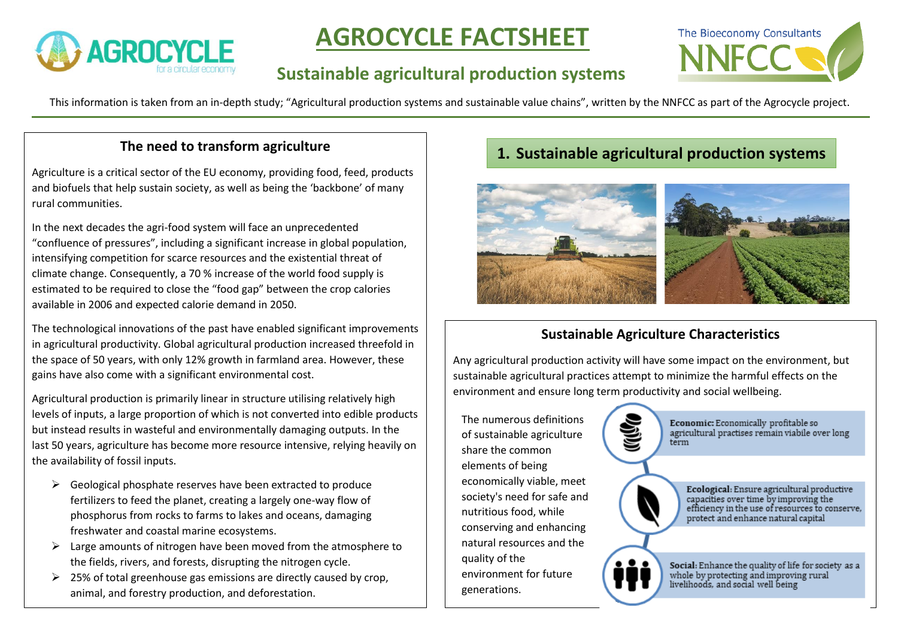# AGROCYCLE FACTSHEET

## Sustainable agricultural production systems

This information is taken from an in-depth study; "Agricultural production systems and sustainable value chains", written by the NNFCC as part of the Agrocycle project.

### The need to transform agriculture

Agriculture is a critical sector of the EU economy, providing food, feed, products and biofuels that help sustain society, as well as being the 'backbone' of many rural communities.

In the next decades the agri-food system will face an unprecedented "confluence of pressures", including a significant increase in global population, intensifying competition for scarce resources and the existential threat of climate change. Consequently, a 70 % increase of the world food supply is estimated to be required to close the "food gap" between the crop calories available in 2006 and expected calorie demand in 2050.

The technological innovations of the past have enabled significant improvements in agricultural productivity. Global agricultural production increased threefold in the space of 50 years, with only 12% growth in farmland area. However, these gains have also come with a significant environmental cost.

Agricultural production is primarily linear in structure utilising relatively high levels of inputs, a large proportion of which is not converted into edible products but instead results in wasteful and environmentally damaging outputs. In the last 50 years, agriculture has become more resource intensive, relying heavily on the availability of fossil inputs.

- Geological phosphate reserves have been extracted to produce fertilizers to feed the planet, creating a largely one-way flow of phosphorus from rocks to farms to lakes and oceans, damaging freshwater and coastal marine ecosystems.
- Large amounts of nitrogen have been moved from the atmosphere to the fields, rivers, and forests, disrupting the nitrogen cycle.
- 25% of total greenhouse gas emissions are directly caused by crop, animal, and forestry production, and deforestation.

## 1. Sustainable agricultural production systems

### Sustainable Agriculture Characteristics

Any agricultural production activity will have some impact on the environment, but sustainable agricultural practices attempt to minimize the harmful effects on the environment and ensure long term productivity and social wellbeing.

The numerous definitions of sustainable agriculture share the common elements of being economically viable, meet society's need for safe and nutritious food, while conserving and enhancing natural resources and the quality of the environment for future generations.

- **Economic:** Economically profitable so agricultural practises remain viable over long term
- **Ecological:** Ensure agricultural productive capacities over time by improving the efficiency in the use of resources to conserve, protect and enhance natural capital
- **Social:** Enhance the quality of life for society as a whole by protecting and improving rural livelihoods, and social well being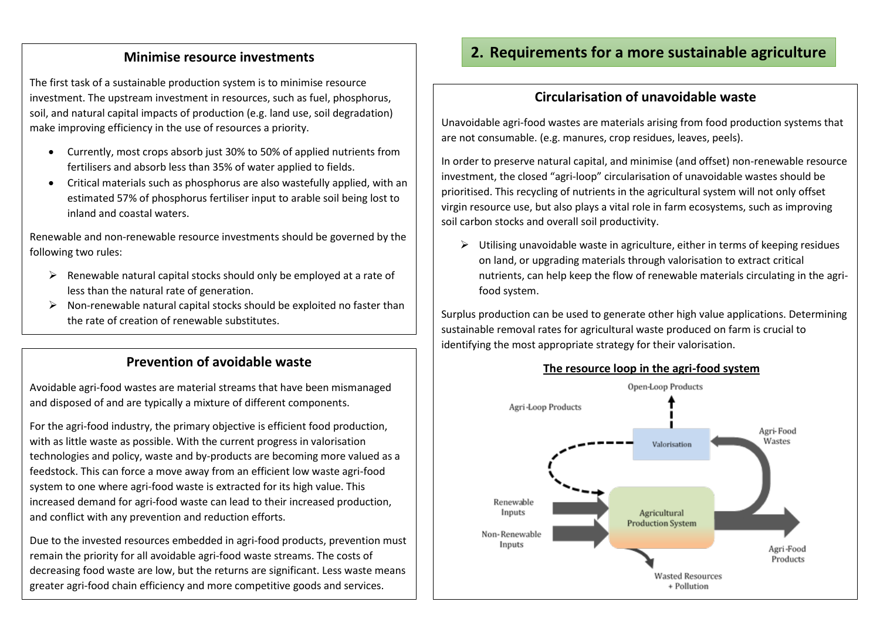### Minimise resource investments

The first task of a sustainable production system is to minimise resource investment. The upstream investment in resources, such as fuel, phosphorus, soil, and natural capital impacts of production (e.g. land use, soil degradation) make improving efficiency in the use of resources a priority.

- Currently, most crops absorb just 30% to 50% of applied nutrients from fertilisers and absorb less than 35% of water applied to fields.
- Critical materials such as phosphorus are also wastefully applied, with an estimated 57% of phosphorus fertiliser input to arable soil being lost to inland and coastal waters.

Renewable and non-renewable resource investments should be governed by the following two rules:

- Renewable natural capital stocks should only be employed at a rate of less than the natural rate of generation.
- Non-renewable natural capital stocks should be exploited no faster than the rate of creation of renewable substitutes.

### Prevention of avoidable waste

Avoidable agri-food wastes are material streams that have been mismanaged and disposed of and are typically a mixture of different components.

For the agri-food industry, the primary objective is efficient food production, with as little waste as possible. With the current progress in valorisation technologies and policy, waste and by-products are becoming more valued as a feedstock. This can force a move away from an efficient low waste agri-food system to one where agri-food waste is extracted for its high value. This increased demand for agri-food waste can lead to their increased production, and conflict with any prevention and reduction efforts.

Due to the invested resources embedded in agri-food products, prevention must remain the priority for all avoidable agri-food waste streams. The costs of decreasing food waste are low, but the returns are significant. Less waste means greater agri-food chain efficiency and more competitive goods and services.

## 2. Requirements for a more sustainable agriculture

### Circularisation of unavoidable waste

Unavoidable agri-food wastes are materials arising from food production systems that are not consumable. (e.g. manures, crop residues, leaves, peels).

In order to preserve natural capital, and minimise (and offset) non-renewable resource investment, the closed "agri-loop" circularisation of unavoidable wastes should be prioritised. This recycling of nutrients in the agricultural system will not only offset virgin resource use, but also plays a vital role in farm ecosystems, such as improving soil carbon stocks and overall soil productivity.

- Utilising unavoidable waste in agriculture, either in terms of keeping residues on land, or upgrading materials through valorisation to extract critical nutrients, can help keep the flow of renewable materials circulating in the agri-food system.

Surplus production can be used to generate other high value applications. Determining sustainable removal rates for agricultural waste produced on farm is crucial to identifying the most appropriate strategy for their valorisation.

**The resource loop in the agri-food system**

Open-Loop Products
Agri-Loop Products
Valorisation
Agri-Food Wastes
Renewable Inputs
Non-Renewable Inputs
Agricultural Production System
Agri-Food Products
Wasted Resources + Pollution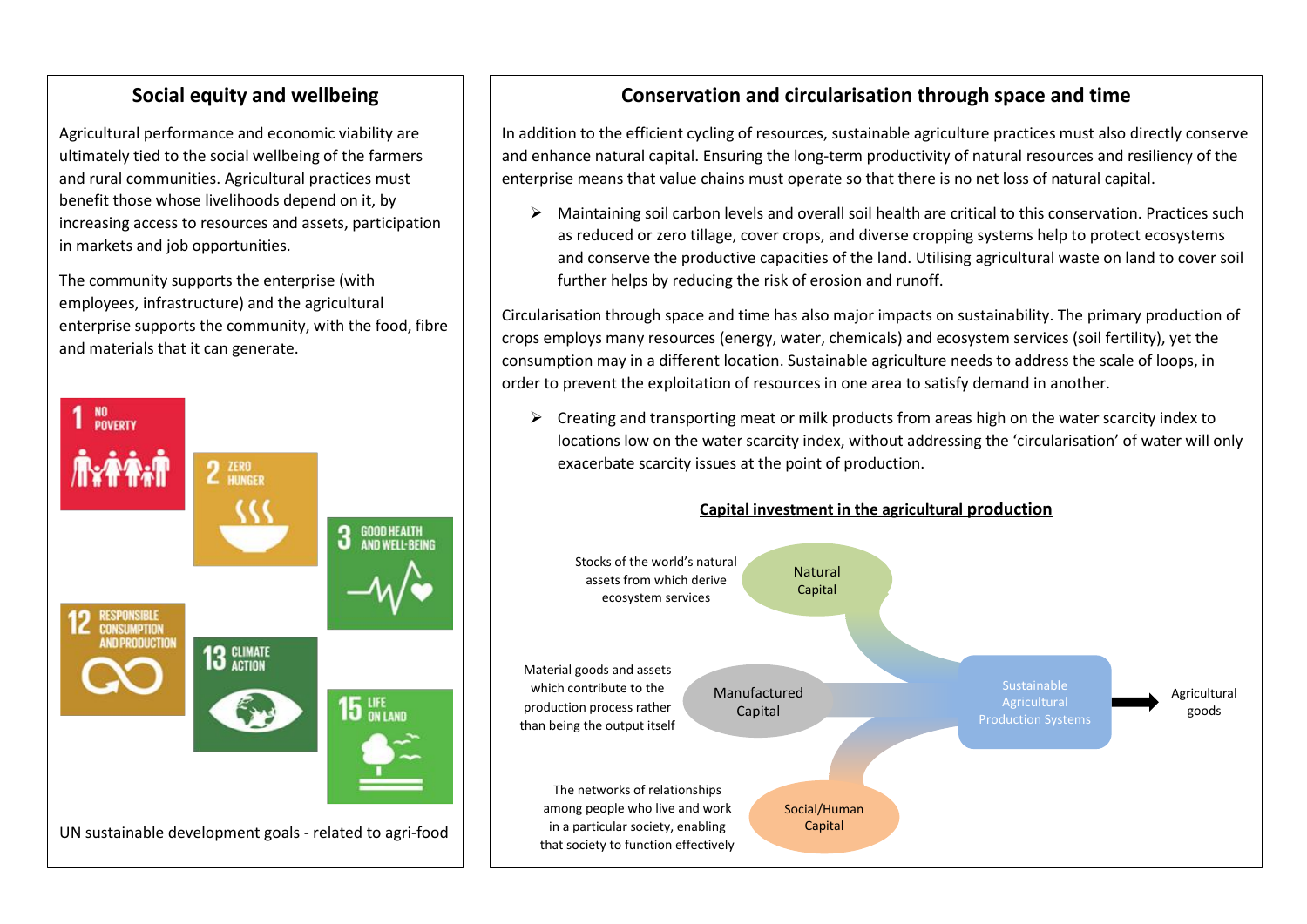## Social equity and wellbeing

Agricultural performance and economic viability are ultimately tied to the social wellbeing of the farmers and rural communities. Agricultural practices must benefit those whose livelihoods depend on it, by increasing access to resources and assets, participation in markets and job opportunities.

The community supports the enterprise (with employees, infrastructure) and the agricultural enterprise supports the community, with the food, fibre and materials that it can generate.

1 NO POVERTY

2 ZERO HUNGER

3 GOOD HEALTH AND WELL-BEING

12 RESPONSIBLE CONSUMPTION AND PRODUCTION

13 CLIMATE ACTION

15 LIFE ON LAND

UN sustainable development goals - related to agri-food

## Conservation and circularisation through space and time

In addition to the efficient cycling of resources, sustainable agriculture practices must also directly conserve and enhance natural capital. Ensuring the long-term productivity of natural resources and resiliency of the enterprise means that value chains must operate so that there is no net loss of natural capital.

- Maintaining soil carbon levels and overall soil health are critical to this conservation. Practices such as reduced or zero tillage, cover crops, and diverse cropping systems help to protect ecosystems and conserve the productive capacities of the land. Utilising agricultural waste on land to cover soil further helps by reducing the risk of erosion and runoff.

Circularisation through space and time has also major impacts on sustainability. The primary production of crops employs many resources (energy, water, chemicals) and ecosystem services (soil fertility), yet the consumption may in a different location. Sustainable agriculture needs to address the scale of loops, in order to prevent the exploitation of resources in one area to satisfy demand in another.

- Creating and transporting meat or milk products from areas high on the water scarcity index to locations low on the water scarcity index, without addressing the 'circularisation' of water will only exacerbate scarcity issues at the point of production.

**Capital investment in the agricultural production**

Stocks of the world's natural assets from which derive ecosystem services — Natural Capital

Material goods and assets which contribute to the production process rather than being the output itself — Manufactured Capital

The networks of relationships among people who live and work in a particular society, enabling that society to function effectively — Social/Human Capital

Natural Capital, Manufactured Capital, Social/Human Capital → Sustainable Agricultural Production Systems → Agricultural goods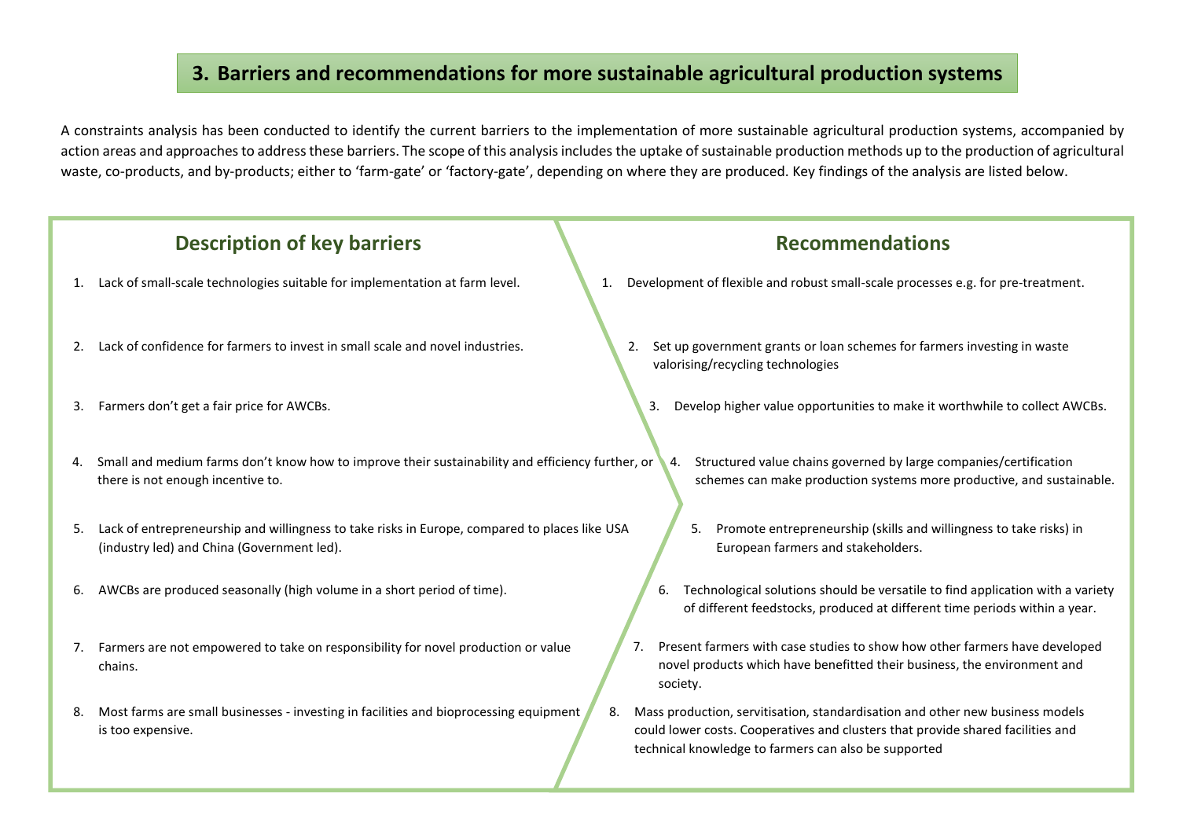# 3. Barriers and recommendations for more sustainable agricultural production systems

A constraints analysis has been conducted to identify the current barriers to the implementation of more sustainable agricultural production systems, accompanied by action areas and approaches to address these barriers. The scope of this analysis includes the uptake of sustainable production methods up to the production of agricultural waste, co-products, and by-products; either to 'farm-gate' or 'factory-gate', depending on where they are produced. Key findings of the analysis are listed below.

| Description of key barriers | Recommendations |
| --- | --- |
| 1. Lack of small-scale technologies suitable for implementation at farm level. | 1. Development of flexible and robust small-scale processes e.g. for pre-treatment. |
| 2. Lack of confidence for farmers to invest in small scale and novel industries. | 2. Set up government grants or loan schemes for farmers investing in waste valorising/recycling technologies |
| 3. Farmers don't get a fair price for AWCBs. | 3. Develop higher value opportunities to make it worthwhile to collect AWCBs. |
| 4. Small and medium farms don't know how to improve their sustainability and efficiency further, or there is not enough incentive to. | 4. Structured value chains governed by large companies/certification schemes can make production systems more productive, and sustainable. |
| 5. Lack of entrepreneurship and willingness to take risks in Europe, compared to places like USA (industry led) and China (Government led). | 5. Promote entrepreneurship (skills and willingness to take risks) in European farmers and stakeholders. |
| 6. AWCBs are produced seasonally (high volume in a short period of time). | 6. Technological solutions should be versatile to find application with a variety of different feedstocks, produced at different time periods within a year. |
| 7. Farmers are not empowered to take on responsibility for novel production or value chains. | 7. Present farmers with case studies to show how other farmers have developed novel products which have benefitted their business, the environment and society. |
| 8. Most farms are small businesses - investing in facilities and bioprocessing equipment is too expensive. | 8. Mass production, servitisation, standardisation and other new business models could lower costs. Cooperatives and clusters that provide shared facilities and technical knowledge to farmers can also be supported |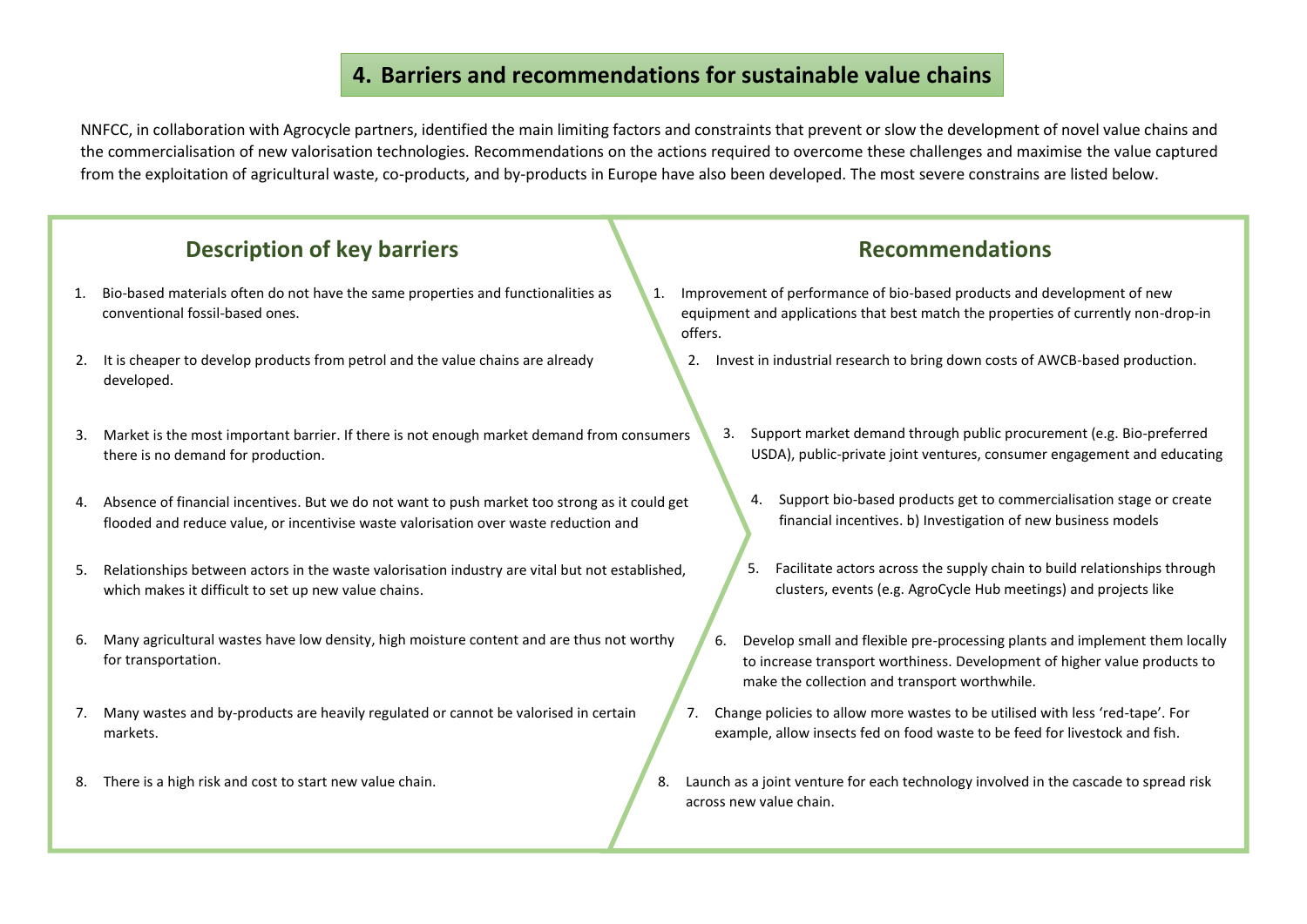# 4. Barriers and recommendations for sustainable value chains

NNFCC, in collaboration with Agrocycle partners, identified the main limiting factors and constraints that prevent or slow the development of novel value chains and the commercialisation of new valorisation technologies. Recommendations on the actions required to overcome these challenges and maximise the value captured from the exploitation of agricultural waste, co-products, and by-products in Europe have also been developed. The most severe constrains are listed below.

## Description of key barriers

1. Bio-based materials often do not have the same properties and functionalities as conventional fossil-based ones.
2. It is cheaper to develop products from petrol and the value chains are already developed.
3. Market is the most important barrier. If there is not enough market demand from consumers there is no demand for production.
4. Absence of financial incentives. But we do not want to push market too strong as it could get flooded and reduce value, or incentivise waste valorisation over waste reduction and
5. Relationships between actors in the waste valorisation industry are vital but not established, which makes it difficult to set up new value chains.
6. Many agricultural wastes have low density, high moisture content and are thus not worthy for transportation.
7. Many wastes and by-products are heavily regulated or cannot be valorised in certain markets.
8. There is a high risk and cost to start new value chain.

## Recommendations

1. Improvement of performance of bio-based products and development of new equipment and applications that best match the properties of currently non-drop-in offers.
2. Invest in industrial research to bring down costs of AWCB-based production.
3. Support market demand through public procurement (e.g. Bio-preferred USDA), public-private joint ventures, consumer engagement and educating
4. Support bio-based products get to commercialisation stage or create financial incentives. b) Investigation of new business models
5. Facilitate actors across the supply chain to build relationships through clusters, events (e.g. AgroCycle Hub meetings) and projects like
6. Develop small and flexible pre-processing plants and implement them locally to increase transport worthiness. Development of higher value products to make the collection and transport worthwhile.
7. Change policies to allow more wastes to be utilised with less 'red-tape'. For example, allow insects fed on food waste to be feed for livestock and fish.
8. Launch as a joint venture for each technology involved in the cascade to spread risk across new value chain.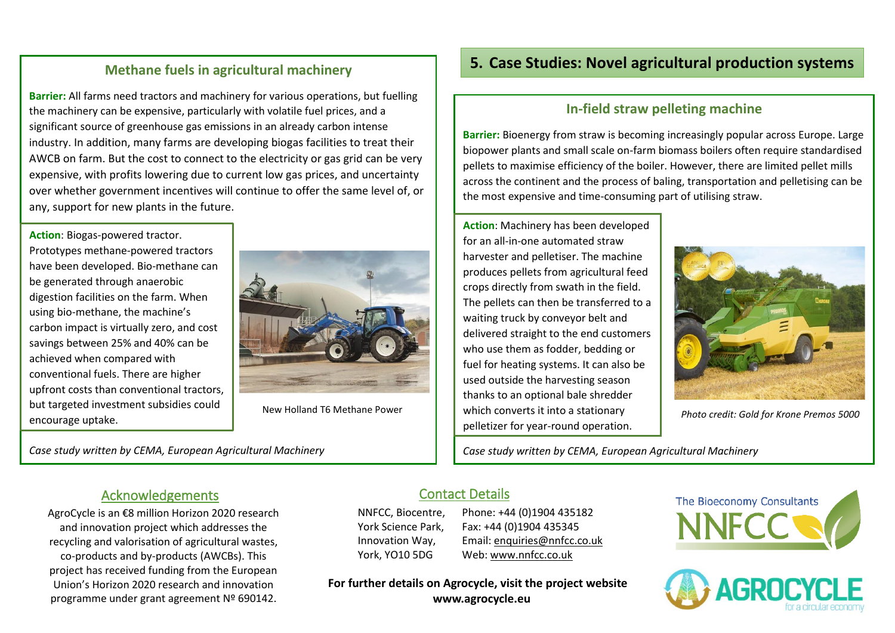### Methane fuels in agricultural machinery

**Barrier:** All farms need tractors and machinery for various operations, but fuelling the machinery can be expensive, particularly with volatile fuel prices, and a significant source of greenhouse gas emissions in an already carbon intense industry. In addition, many farms are developing biogas facilities to treat their AWCB on farm. But the cost to connect to the electricity or gas grid can be very expensive, with profits lowering due to current low gas prices, and uncertainty over whether government incentives will continue to offer the same level of, or any, support for new plants in the future.

**Action**: Biogas-powered tractor. Prototypes methane-powered tractors have been developed. Bio-methane can be generated through anaerobic digestion facilities on the farm. When using bio-methane, the machine's carbon impact is virtually zero, and cost savings between 25% and 40% can be achieved when compared with conventional fuels. There are higher upfront costs than conventional tractors, but targeted investment subsidies could encourage uptake.

New Holland T6 Methane Power

*Case study written by CEMA, European Agricultural Machinery*

## 5. Case Studies: Novel agricultural production systems

### In-field straw pelleting machine

**Barrier:** Bioenergy from straw is becoming increasingly popular across Europe. Large biopower plants and small scale on-farm biomass boilers often require standardised pellets to maximise efficiency of the boiler. However, there are limited pellet mills across the continent and the process of baling, transportation and pelletising can be the most expensive and time-consuming part of utilising straw.

**Action**: Machinery has been developed for an all-in-one automated straw harvester and pelletiser. The machine produces pellets from agricultural feed crops directly from swath in the field. The pellets can then be transferred to a waiting truck by conveyor belt and delivered straight to the end customers who use them as fodder, bedding or fuel for heating systems. It can also be used outside the harvesting season thanks to an optional bale shredder which converts it into a stationary pelletizer for year-round operation.

*Photo credit: Gold for Krone Premos 5000*

*Case study written by CEMA, European Agricultural Machinery*

## Acknowledgements

AgroCycle is an €8 million Horizon 2020 research and innovation project which addresses the recycling and valorisation of agricultural wastes, co-products and by-products (AWCBs). This project has received funding from the European Union's Horizon 2020 research and innovation programme under grant agreement Nº 690142.

## Contact Details

NNFCC, Biocentre,
York Science Park,
Innovation Way,
York, YO10 5DG

Phone: +44 (0)1904 435182
Fax: +44 (0)1904 435345
Email: enquiries@nnfcc.co.uk
Web: www.nnfcc.co.uk

**For further details on Agrocycle, visit the project website www.agrocycle.eu**

The Bioeconomy Consultants NNFCC

AGROCYCLE for a circular economy